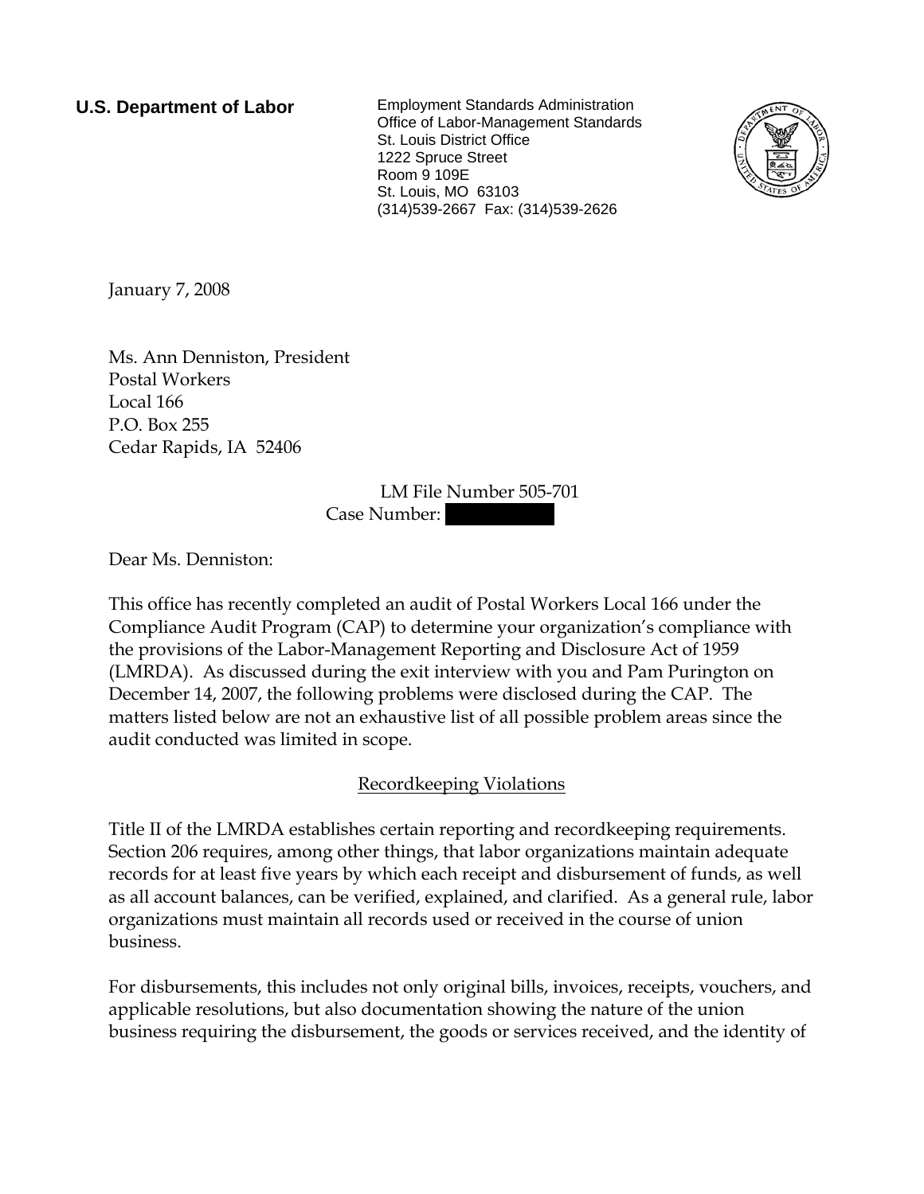**U.S. Department of Labor**

Employment Standards Administration
Office of Labor-Management Standards
St. Louis District Office
1222 Spruce Street
Room 9 109E
St. Louis, MO 63103
(314)539-2667 Fax: (314)539-2626

January 7, 2008

Ms. Ann Denniston, President
Postal Workers
Local 166
P.O. Box 255
Cedar Rapids, IA 52406

LM File Number 505-701
Case Number: [REDACTED]

Dear Ms. Denniston:

This office has recently completed an audit of Postal Workers Local 166 under the Compliance Audit Program (CAP) to determine your organization's compliance with the provisions of the Labor-Management Reporting and Disclosure Act of 1959 (LMRDA). As discussed during the exit interview with you and Pam Purington on December 14, 2007, the following problems were disclosed during the CAP. The matters listed below are not an exhaustive list of all possible problem areas since the audit conducted was limited in scope.

## Recordkeeping Violations

Title II of the LMRDA establishes certain reporting and recordkeeping requirements. Section 206 requires, among other things, that labor organizations maintain adequate records for at least five years by which each receipt and disbursement of funds, as well as all account balances, can be verified, explained, and clarified. As a general rule, labor organizations must maintain all records used or received in the course of union business.

For disbursements, this includes not only original bills, invoices, receipts, vouchers, and applicable resolutions, but also documentation showing the nature of the union business requiring the disbursement, the goods or services received, and the identity of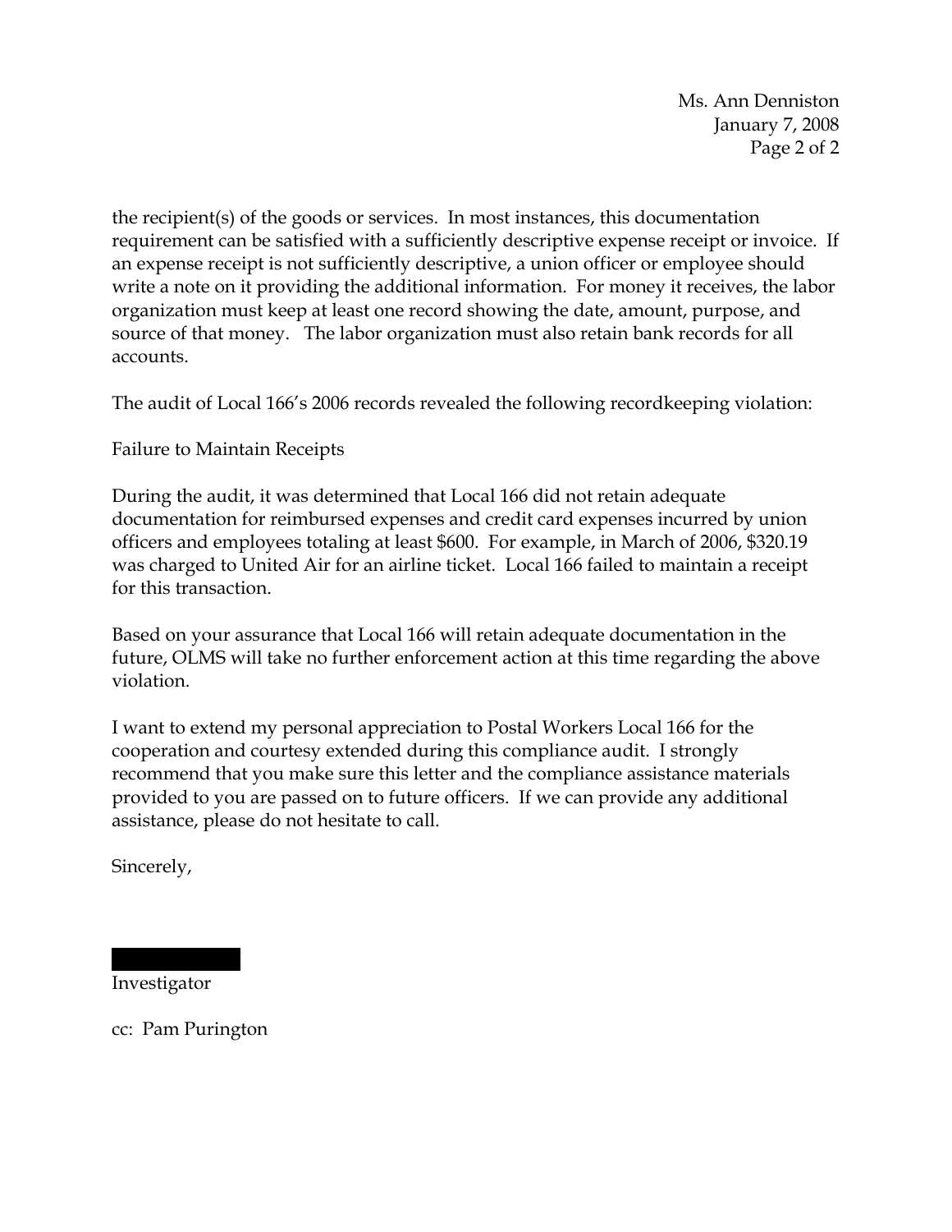the recipient(s) of the goods or services. In most instances, this documentation requirement can be satisfied with a sufficiently descriptive expense receipt or invoice. If an expense receipt is not sufficiently descriptive, a union officer or employee should write a note on it providing the additional information. For money it receives, the labor organization must keep at least one record showing the date, amount, purpose, and source of that money. The labor organization must also retain bank records for all accounts.

The audit of Local 166's 2006 records revealed the following recordkeeping violation:

Failure to Maintain Receipts

During the audit, it was determined that Local 166 did not retain adequate documentation for reimbursed expenses and credit card expenses incurred by union officers and employees totaling at least $600. For example, in March of 2006, $320.19 was charged to United Air for an airline ticket. Local 166 failed to maintain a receipt for this transaction.

Based on your assurance that Local 166 will retain adequate documentation in the future, OLMS will take no further enforcement action at this time regarding the above violation.

I want to extend my personal appreciation to Postal Workers Local 166 for the cooperation and courtesy extended during this compliance audit. I strongly recommend that you make sure this letter and the compliance assistance materials provided to you are passed on to future officers. If we can provide any additional assistance, please do not hesitate to call.

Sincerely,

Investigator

cc: Pam Purington